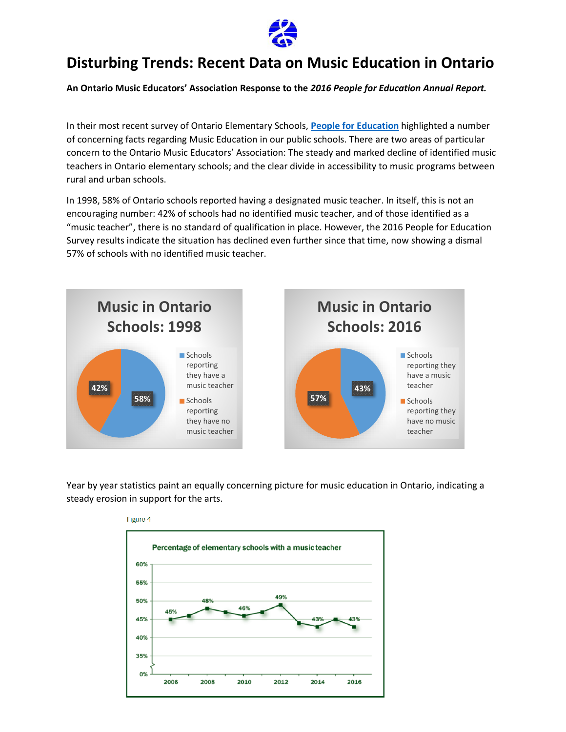# Disturbing Trends: Recent Data on Music Education in Ontario

**An Ontario Music Educators' Association Response to the *2016 People for Education Annual Report.***

In their most recent survey of Ontario Elementary Schools, **[People for Education]** highlighted a number of concerning facts regarding Music Education in our public schools. There are two areas of particular concern to the Ontario Music Educators' Association: The steady and marked decline of identified music teachers in Ontario elementary schools; and the clear divide in accessibility to music programs between rural and urban schools.

In 1998, 58% of Ontario schools reported having a designated music teacher. In itself, this is not an encouraging number: 42% of schools had no identified music teacher, and of those identified as a "music teacher", there is no standard of qualification in place. However, the 2016 People for Education Survey results indicate the situation has declined even further since that time, now showing a dismal 57% of schools with no identified music teacher.

**Music in Ontario Schools: 1998**

| | |
|---|---|
| Schools reporting they have a music teacher | 58% |
| Schools reporting they have no music teacher | 42% |

**Music in Ontario Schools: 2016**

| | |
|---|---|
| Schools reporting they have a music teacher | 43% |
| Schools reporting they have no music teacher | 57% |

Year by year statistics paint an equally concerning picture for music education in Ontario, indicating a steady erosion in support for the arts.

Figure 4

**Percentage of elementary schools with a music teacher**

| Year | 2006 | 2008 | 2010 | 2012 | 2014 | 2016 |
|---|---|---|---|---|---|---|
| Percentage | 45% | 48% | 46% | 49% | 43% | 43% |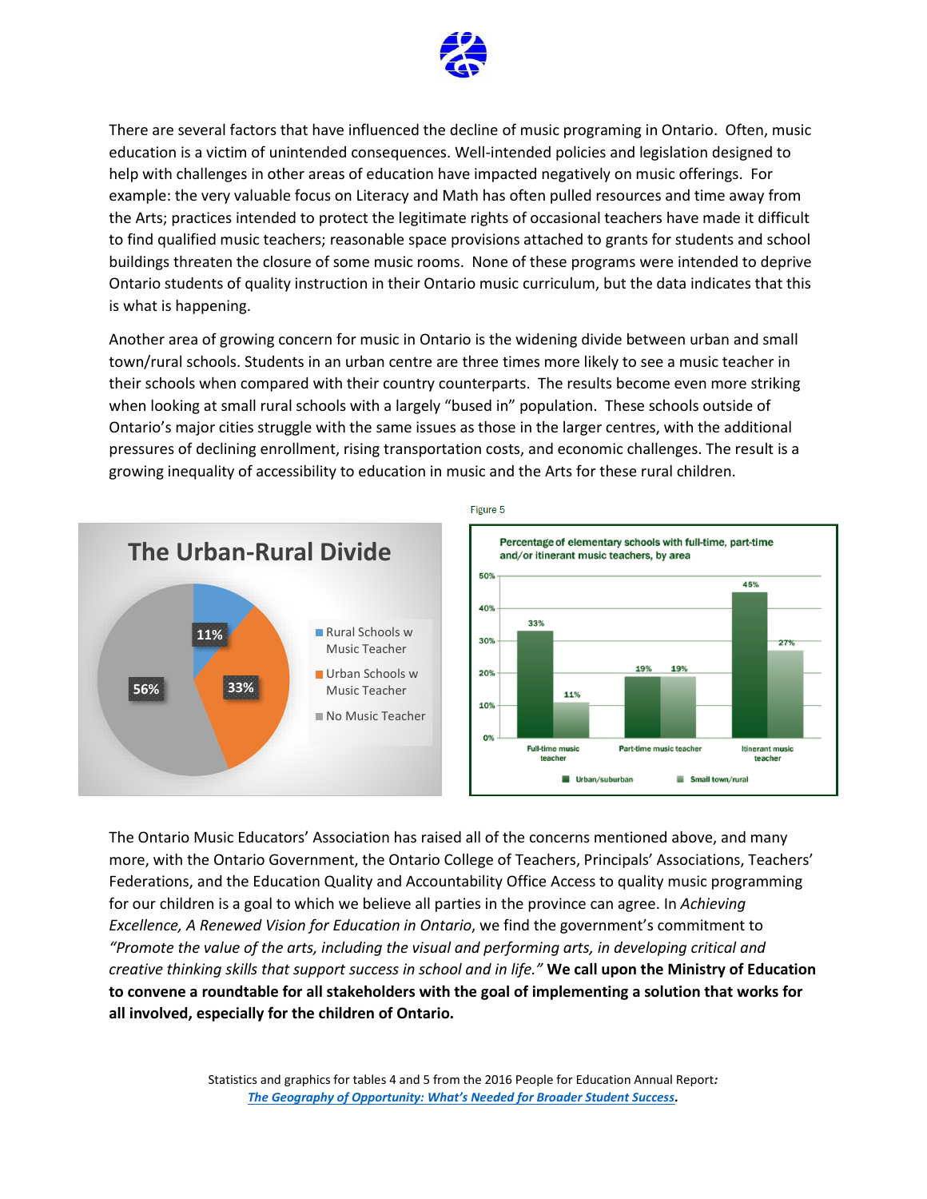There are several factors that have influenced the decline of music programing in Ontario. Often, music education is a victim of unintended consequences. Well-intended policies and legislation designed to help with challenges in other areas of education have impacted negatively on music offerings. For example: the very valuable focus on Literacy and Math has often pulled resources and time away from the Arts; practices intended to protect the legitimate rights of occasional teachers have made it difficult to find qualified music teachers; reasonable space provisions attached to grants for students and school buildings threaten the closure of some music rooms. None of these programs were intended to deprive Ontario students of quality instruction in their Ontario music curriculum, but the data indicates that this is what is happening.

Another area of growing concern for music in Ontario is the widening divide between urban and small town/rural schools. Students in an urban centre are three times more likely to see a music teacher in their schools when compared with their country counterparts. The results become even more striking when looking at small rural schools with a largely "bused in" population. These schools outside of Ontario's major cities struggle with the same issues as those in the larger centres, with the additional pressures of declining enrollment, rising transportation costs, and economic challenges. The result is a growing inequality of accessibility to education in music and the Arts for these rural children.

The Urban-Rural Divide

11%
33%
56%

Rural Schools w Music Teacher
Urban Schools w Music Teacher
No Music Teacher

Figure 5

Percentage of elementary schools with full-time, part-time and/or itinerant music teachers, by area

50%
40%
30%
20%
10%
0%

33%
11%
19%
19%
45%
27%

Full-time music teacher
Part-time music teacher
Itinerant music teacher

Urban/suburban
Small town/rural

The Ontario Music Educators' Association has raised all of the concerns mentioned above, and many more, with the Ontario Government, the Ontario College of Teachers, Principals' Associations, Teachers' Federations, and the Education Quality and Accountability Office Access to quality music programming for our children is a goal to which we believe all parties in the province can agree. In *Achieving Excellence, A Renewed Vision for Education in Ontario*, we find the government's commitment to *"Promote the value of the arts, including the visual and performing arts, in developing critical and creative thinking skills that support success in school and in life."* **We call upon the Ministry of Education to convene a roundtable for all stakeholders with the goal of implementing a solution that works for all involved, especially for the children of Ontario.**

Statistics and graphics for tables 4 and 5 from the 2016 People for Education Annual Report*:*
***The Geography of Opportunity: What's Needed for Broader Student Success*.**